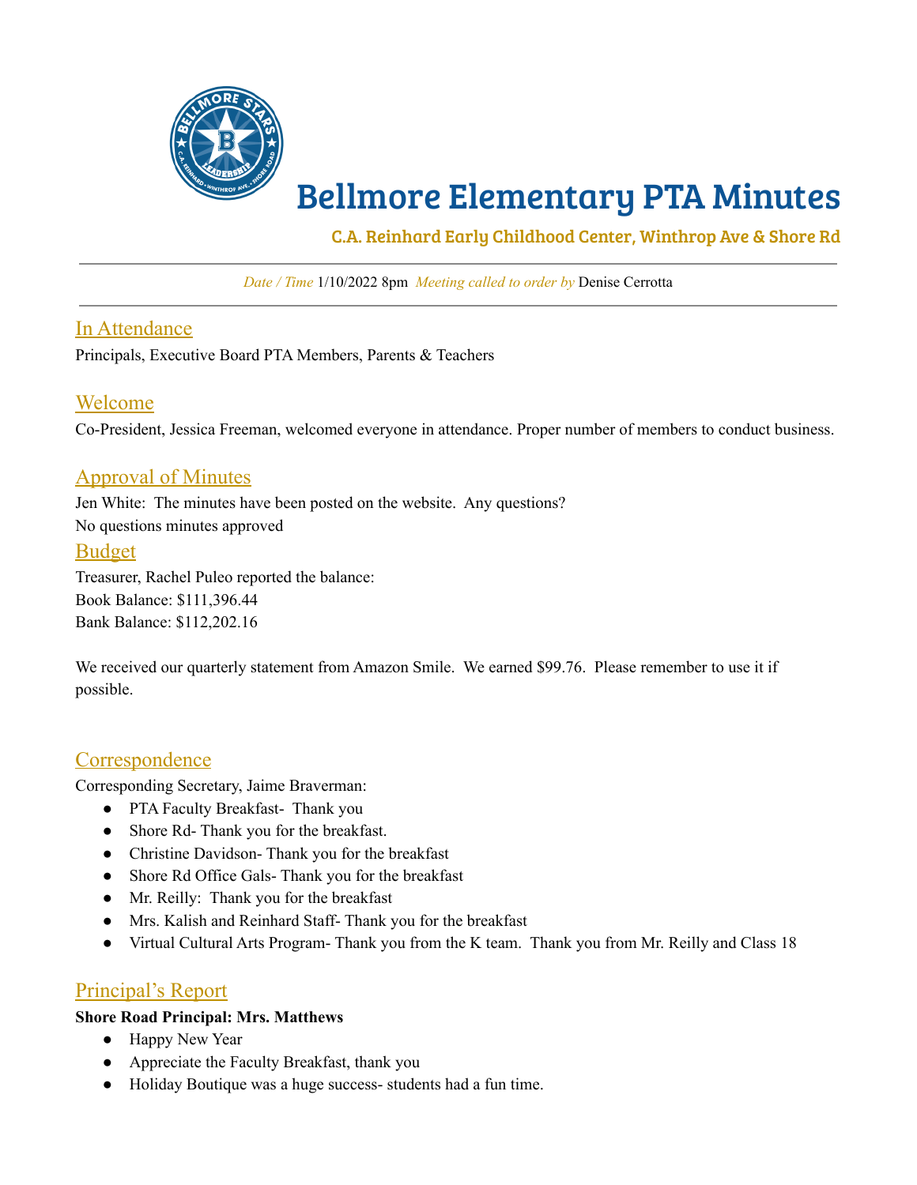# Bellmore Elementary PTA Minutes

### C.A. Reinhard Early Childhood Center, Winthrop Ave & Shore Rd

*Date / Time* 1/10/2022 8pm *Meeting called to order by* Denise Cerrotta

## In Attendance

Principals, Executive Board PTA Members, Parents & Teachers

## Welcome

Co-President, Jessica Freeman, welcomed everyone in attendance. Proper number of members to conduct business.

## Approval of Minutes

Jen White: The minutes have been posted on the website. Any questions?

No questions minutes approved

## Budget

Treasurer, Rachel Puleo reported the balance:

Book Balance: $111,396.44

Bank Balance: $112,202.16

We received our quarterly statement from Amazon Smile. We earned $99.76. Please remember to use it if possible.

## Correspondence

Corresponding Secretary, Jaime Braverman:

- PTA Faculty Breakfast- Thank you
- Shore Rd- Thank you for the breakfast.
- Christine Davidson- Thank you for the breakfast
- Shore Rd Office Gals- Thank you for the breakfast
- Mr. Reilly: Thank you for the breakfast
- Mrs. Kalish and Reinhard Staff- Thank you for the breakfast
- Virtual Cultural Arts Program- Thank you from the K team. Thank you from Mr. Reilly and Class 18

## Principal's Report

**Shore Road Principal: Mrs. Matthews**

- Happy New Year
- Appreciate the Faculty Breakfast, thank you
- Holiday Boutique was a huge success- students had a fun time.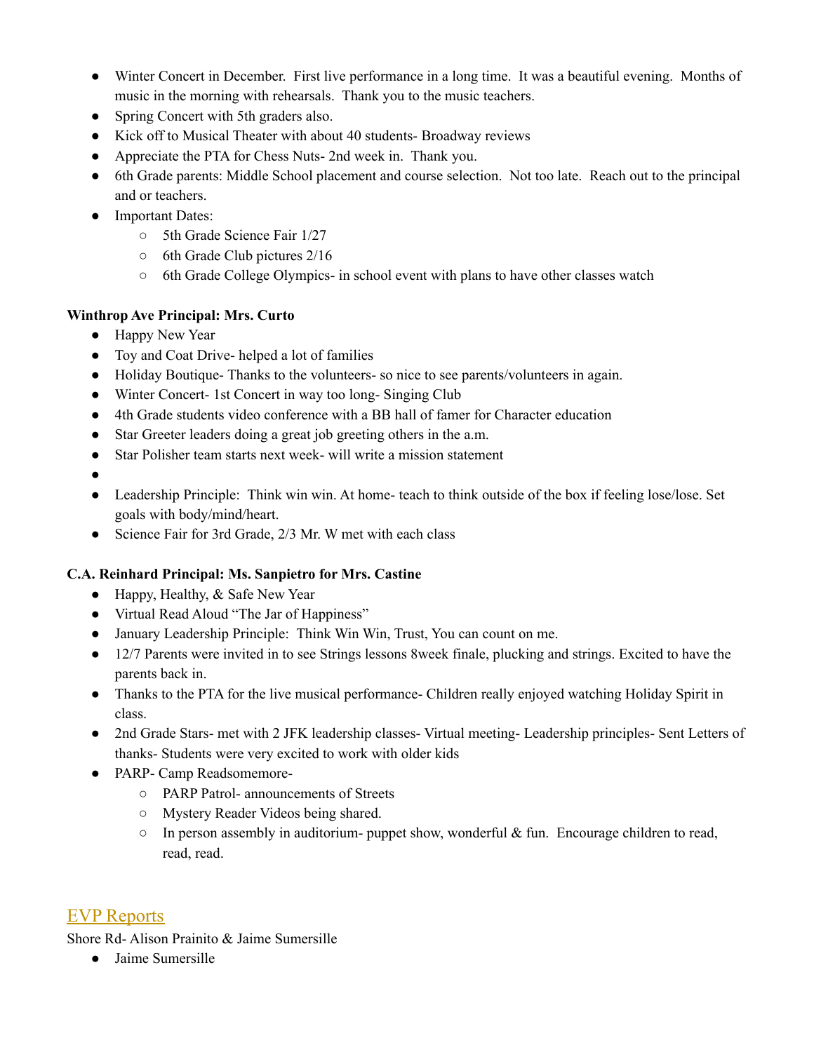- Winter Concert in December. First live performance in a long time. It was a beautiful evening. Months of music in the morning with rehearsals. Thank you to the music teachers.
- Spring Concert with 5th graders also.
- Kick off to Musical Theater with about 40 students- Broadway reviews
- Appreciate the PTA for Chess Nuts- 2nd week in. Thank you.
- 6th Grade parents: Middle School placement and course selection. Not too late. Reach out to the principal and or teachers.
- Important Dates:
    - 5th Grade Science Fair 1/27
    - 6th Grade Club pictures 2/16
    - 6th Grade College Olympics- in school event with plans to have other classes watch

**Winthrop Ave Principal: Mrs. Curto**

- Happy New Year
- Toy and Coat Drive- helped a lot of families
- Holiday Boutique- Thanks to the volunteers- so nice to see parents/volunteers in again.
- Winter Concert- 1st Concert in way too long- Singing Club
- 4th Grade students video conference with a BB hall of famer for Character education
- Star Greeter leaders doing a great job greeting others in the a.m.
- Star Polisher team starts next week- will write a mission statement
- 
- Leadership Principle: Think win win. At home- teach to think outside of the box if feeling lose/lose. Set goals with body/mind/heart.
- Science Fair for 3rd Grade, 2/3 Mr. W met with each class

**C.A. Reinhard Principal: Ms. Sanpietro for Mrs. Castine**

- Happy, Healthy, & Safe New Year
- Virtual Read Aloud "The Jar of Happiness"
- January Leadership Principle: Think Win Win, Trust, You can count on me.
- 12/7 Parents were invited in to see Strings lessons 8week finale, plucking and strings. Excited to have the parents back in.
- Thanks to the PTA for the live musical performance- Children really enjoyed watching Holiday Spirit in class.
- 2nd Grade Stars- met with 2 JFK leadership classes- Virtual meeting- Leadership principles- Sent Letters of thanks- Students were very excited to work with older kids
- PARP- Camp Readsomemore-
    - PARP Patrol- announcements of Streets
    - Mystery Reader Videos being shared.
    - In person assembly in auditorium- puppet show, wonderful & fun. Encourage children to read, read, read.

## EVP Reports

Shore Rd- Alison Prainito & Jaime Sumersille

- Jaime Sumersille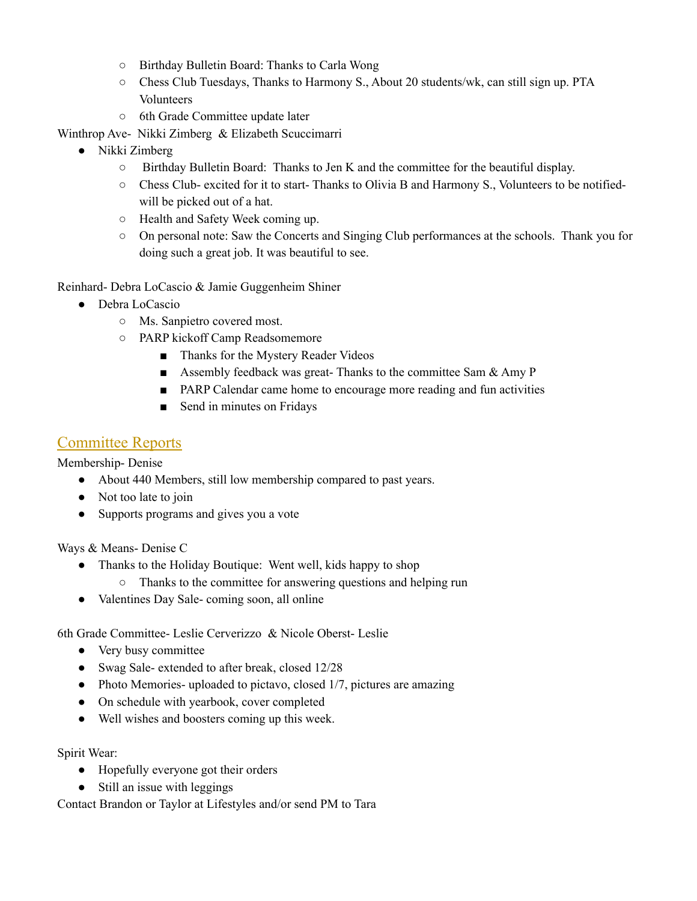- Birthday Bulletin Board: Thanks to Carla Wong
    - Chess Club Tuesdays, Thanks to Harmony S., About 20 students/wk, can still sign up. PTA Volunteers
    - 6th Grade Committee update later

Winthrop Ave- Nikki Zimberg & Elizabeth Scuccimarri

- Nikki Zimberg
    - Birthday Bulletin Board: Thanks to Jen K and the committee for the beautiful display.
    - Chess Club- excited for it to start- Thanks to Olivia B and Harmony S., Volunteers to be notified- will be picked out of a hat.
    - Health and Safety Week coming up.
    - On personal note: Saw the Concerts and Singing Club performances at the schools. Thank you for doing such a great job. It was beautiful to see.

Reinhard- Debra LoCascio & Jamie Guggenheim Shiner

- Debra LoCascio
    - Ms. Sanpietro covered most.
    - PARP kickoff Camp Readsomemore
        - Thanks for the Mystery Reader Videos
        - Assembly feedback was great- Thanks to the committee Sam & Amy P
        - PARP Calendar came home to encourage more reading and fun activities
        - Send in minutes on Fridays

## Committee Reports

Membership- Denise

- About 440 Members, still low membership compared to past years.
- Not too late to join
- Supports programs and gives you a vote

Ways & Means- Denise C

- Thanks to the Holiday Boutique: Went well, kids happy to shop
    - Thanks to the committee for answering questions and helping run
- Valentines Day Sale- coming soon, all online

6th Grade Committee- Leslie Cerverizzo & Nicole Oberst- Leslie

- Very busy committee
- Swag Sale- extended to after break, closed 12/28
- Photo Memories- uploaded to pictavo, closed 1/7, pictures are amazing
- On schedule with yearbook, cover completed
- Well wishes and boosters coming up this week.

Spirit Wear:

- Hopefully everyone got their orders
- Still an issue with leggings

Contact Brandon or Taylor at Lifestyles and/or send PM to Tara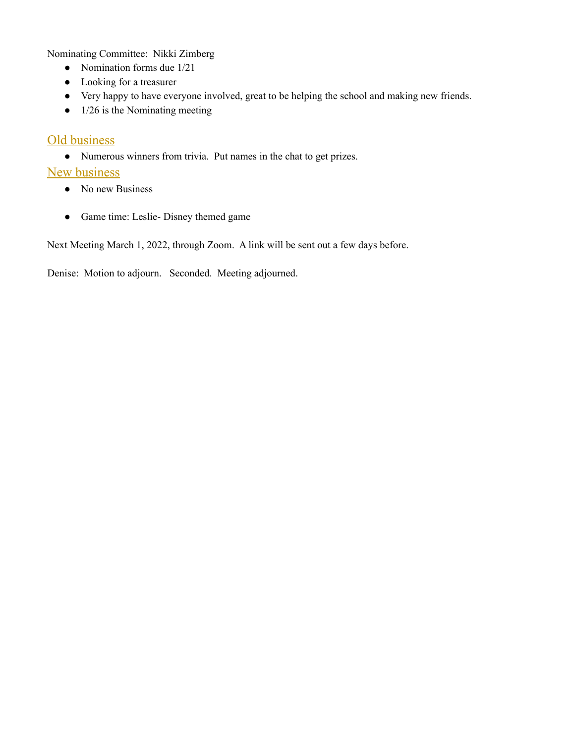Nominating Committee: Nikki Zimberg

- Nomination forms due 1/21
- Looking for a treasurer
- Very happy to have everyone involved, great to be helping the school and making new friends.
- 1/26 is the Nominating meeting

## Old business

- Numerous winners from trivia. Put names in the chat to get prizes.

## New business

- No new Business
- Game time: Leslie- Disney themed game

Next Meeting March 1, 2022, through Zoom. A link will be sent out a few days before.

Denise: Motion to adjourn. Seconded. Meeting adjourned.